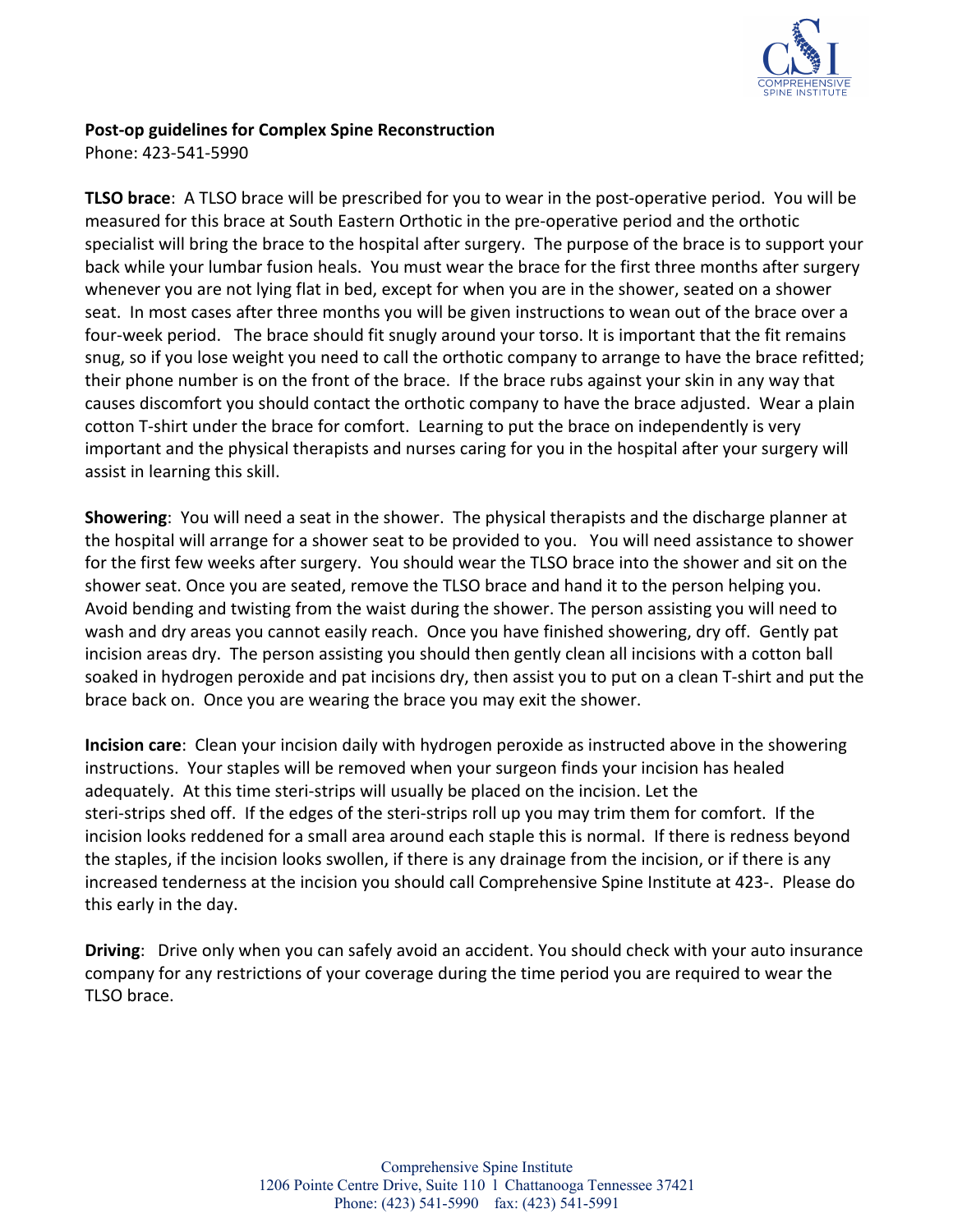**Post-op guidelines for Complex Spine Reconstruction**
Phone: 423-541-5990

**TLSO brace**: A TLSO brace will be prescribed for you to wear in the post-operative period. You will be measured for this brace at South Eastern Orthotic in the pre-operative period and the orthotic specialist will bring the brace to the hospital after surgery. The purpose of the brace is to support your back while your lumbar fusion heals. You must wear the brace for the first three months after surgery whenever you are not lying flat in bed, except for when you are in the shower, seated on a shower seat. In most cases after three months you will be given instructions to wean out of the brace over a four-week period. The brace should fit snugly around your torso. It is important that the fit remains snug, so if you lose weight you need to call the orthotic company to arrange to have the brace refitted; their phone number is on the front of the brace. If the brace rubs against your skin in any way that causes discomfort you should contact the orthotic company to have the brace adjusted. Wear a plain cotton T-shirt under the brace for comfort. Learning to put the brace on independently is very important and the physical therapists and nurses caring for you in the hospital after your surgery will assist in learning this skill.

**Showering**: You will need a seat in the shower. The physical therapists and the discharge planner at the hospital will arrange for a shower seat to be provided to you. You will need assistance to shower for the first few weeks after surgery. You should wear the TLSO brace into the shower and sit on the shower seat. Once you are seated, remove the TLSO brace and hand it to the person helping you. Avoid bending and twisting from the waist during the shower. The person assisting you will need to wash and dry areas you cannot easily reach. Once you have finished showering, dry off. Gently pat incision areas dry. The person assisting you should then gently clean all incisions with a cotton ball soaked in hydrogen peroxide and pat incisions dry, then assist you to put on a clean T-shirt and put the brace back on. Once you are wearing the brace you may exit the shower.

**Incision care**: Clean your incision daily with hydrogen peroxide as instructed above in the showering instructions. Your staples will be removed when your surgeon finds your incision has healed adequately. At this time steri-strips will usually be placed on the incision. Let the steri-strips shed off. If the edges of the steri-strips roll up you may trim them for comfort. If the incision looks reddened for a small area around each staple this is normal. If there is redness beyond the staples, if the incision looks swollen, if there is any drainage from the incision, or if there is any increased tenderness at the incision you should call Comprehensive Spine Institute at 423-. Please do this early in the day.

**Driving**: Drive only when you can safely avoid an accident. You should check with your auto insurance company for any restrictions of your coverage during the time period you are required to wear the TLSO brace.

Comprehensive Spine Institute
1206 Pointe Centre Drive, Suite 110 l Chattanooga Tennessee 37421
Phone: (423) 541-5990 fax: (423) 541-5991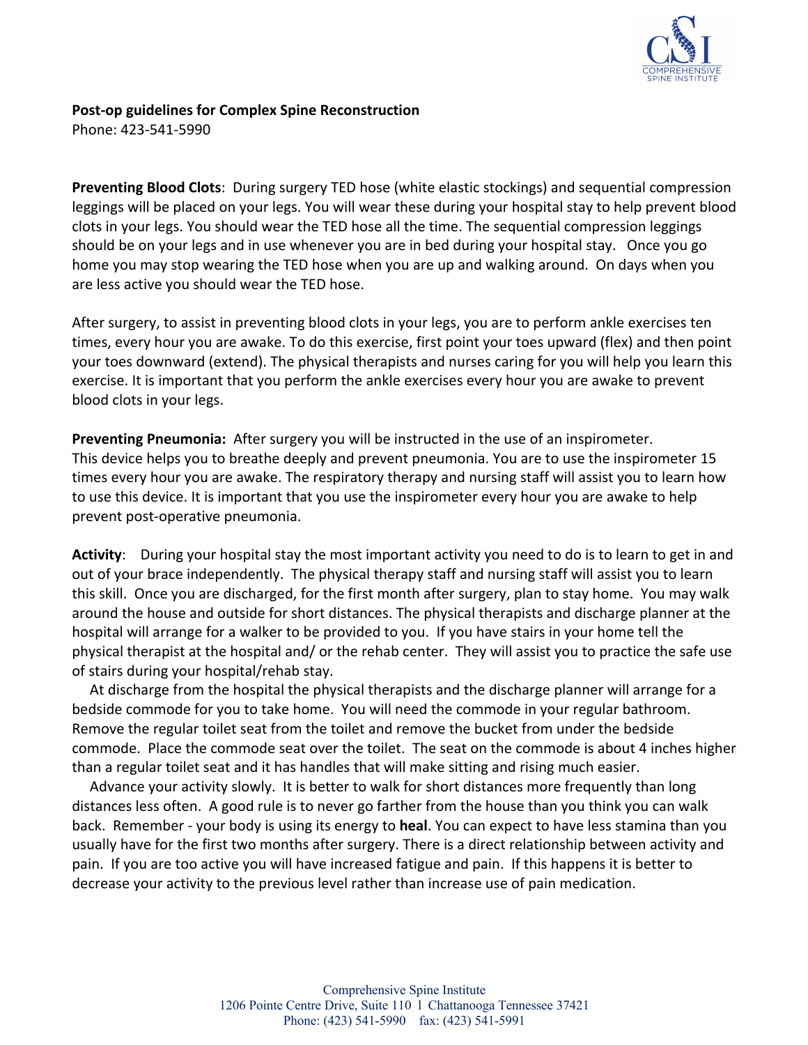**Post-op guidelines for Complex Spine Reconstruction**
Phone: 423-541-5990

**Preventing Blood Clots**: During surgery TED hose (white elastic stockings) and sequential compression leggings will be placed on your legs. You will wear these during your hospital stay to help prevent blood clots in your legs. You should wear the TED hose all the time. The sequential compression leggings should be on your legs and in use whenever you are in bed during your hospital stay. Once you go home you may stop wearing the TED hose when you are up and walking around. On days when you are less active you should wear the TED hose.

After surgery, to assist in preventing blood clots in your legs, you are to perform ankle exercises ten times, every hour you are awake. To do this exercise, first point your toes upward (flex) and then point your toes downward (extend). The physical therapists and nurses caring for you will help you learn this exercise. It is important that you perform the ankle exercises every hour you are awake to prevent blood clots in your legs.

**Preventing Pneumonia:** After surgery you will be instructed in the use of an inspirometer. This device helps you to breathe deeply and prevent pneumonia. You are to use the inspirometer 15 times every hour you are awake. The respiratory therapy and nursing staff will assist you to learn how to use this device. It is important that you use the inspirometer every hour you are awake to help prevent post-operative pneumonia.

**Activity**: During your hospital stay the most important activity you need to do is to learn to get in and out of your brace independently. The physical therapy staff and nursing staff will assist you to learn this skill. Once you are discharged, for the first month after surgery, plan to stay home. You may walk around the house and outside for short distances. The physical therapists and discharge planner at the hospital will arrange for a walker to be provided to you. If you have stairs in your home tell the physical therapist at the hospital and/ or the rehab center. They will assist you to practice the safe use of stairs during your hospital/rehab stay.

At discharge from the hospital the physical therapists and the discharge planner will arrange for a bedside commode for you to take home. You will need the commode in your regular bathroom. Remove the regular toilet seat from the toilet and remove the bucket from under the bedside commode. Place the commode seat over the toilet. The seat on the commode is about 4 inches higher than a regular toilet seat and it has handles that will make sitting and rising much easier.

Advance your activity slowly. It is better to walk for short distances more frequently than long distances less often. A good rule is to never go farther from the house than you think you can walk back. Remember - your body is using its energy to **heal**. You can expect to have less stamina than you usually have for the first two months after surgery. There is a direct relationship between activity and pain. If you are too active you will have increased fatigue and pain. If this happens it is better to decrease your activity to the previous level rather than increase use of pain medication.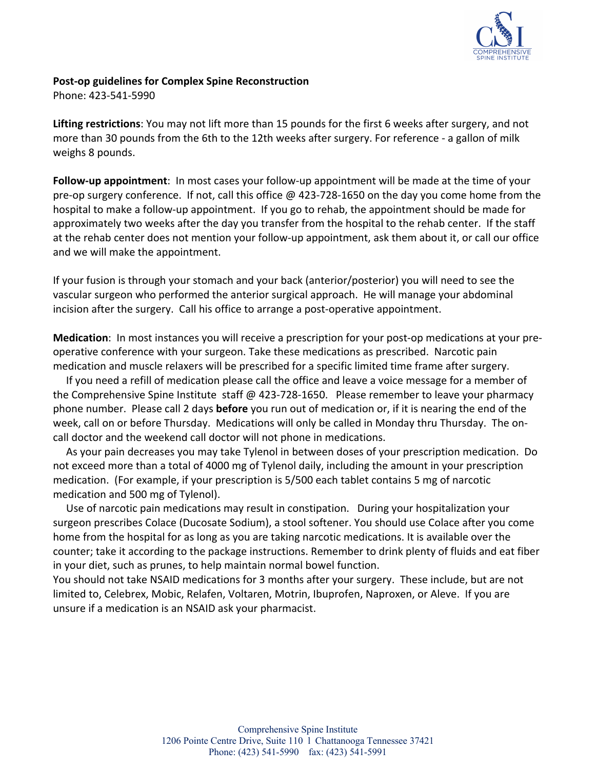**Post-op guidelines for Complex Spine Reconstruction**
Phone: 423-541-5990

**Lifting restrictions**: You may not lift more than 15 pounds for the first 6 weeks after surgery, and not more than 30 pounds from the 6th to the 12th weeks after surgery. For reference - a gallon of milk weighs 8 pounds.

**Follow-up appointment**: In most cases your follow-up appointment will be made at the time of your pre-op surgery conference. If not, call this office @ 423-728-1650 on the day you come home from the hospital to make a follow-up appointment. If you go to rehab, the appointment should be made for approximately two weeks after the day you transfer from the hospital to the rehab center. If the staff at the rehab center does not mention your follow-up appointment, ask them about it, or call our office and we will make the appointment.

If your fusion is through your stomach and your back (anterior/posterior) you will need to see the vascular surgeon who performed the anterior surgical approach. He will manage your abdominal incision after the surgery. Call his office to arrange a post-operative appointment.

**Medication**: In most instances you will receive a prescription for your post-op medications at your pre-operative conference with your surgeon. Take these medications as prescribed. Narcotic pain medication and muscle relaxers will be prescribed for a specific limited time frame after surgery.

If you need a refill of medication please call the office and leave a voice message for a member of the Comprehensive Spine Institute staff @ 423-728-1650. Please remember to leave your pharmacy phone number. Please call 2 days **before** you run out of medication or, if it is nearing the end of the week, call on or before Thursday. Medications will only be called in Monday thru Thursday. The on-call doctor and the weekend call doctor will not phone in medications.

As your pain decreases you may take Tylenol in between doses of your prescription medication. Do not exceed more than a total of 4000 mg of Tylenol daily, including the amount in your prescription medication. (For example, if your prescription is 5/500 each tablet contains 5 mg of narcotic medication and 500 mg of Tylenol).

Use of narcotic pain medications may result in constipation. During your hospitalization your surgeon prescribes Colace (Ducosate Sodium), a stool softener. You should use Colace after you come home from the hospital for as long as you are taking narcotic medications. It is available over the counter; take it according to the package instructions. Remember to drink plenty of fluids and eat fiber in your diet, such as prunes, to help maintain normal bowel function.

You should not take NSAID medications for 3 months after your surgery. These include, but are not limited to, Celebrex, Mobic, Relafen, Voltaren, Motrin, Ibuprofen, Naproxen, or Aleve. If you are unsure if a medication is an NSAID ask your pharmacist.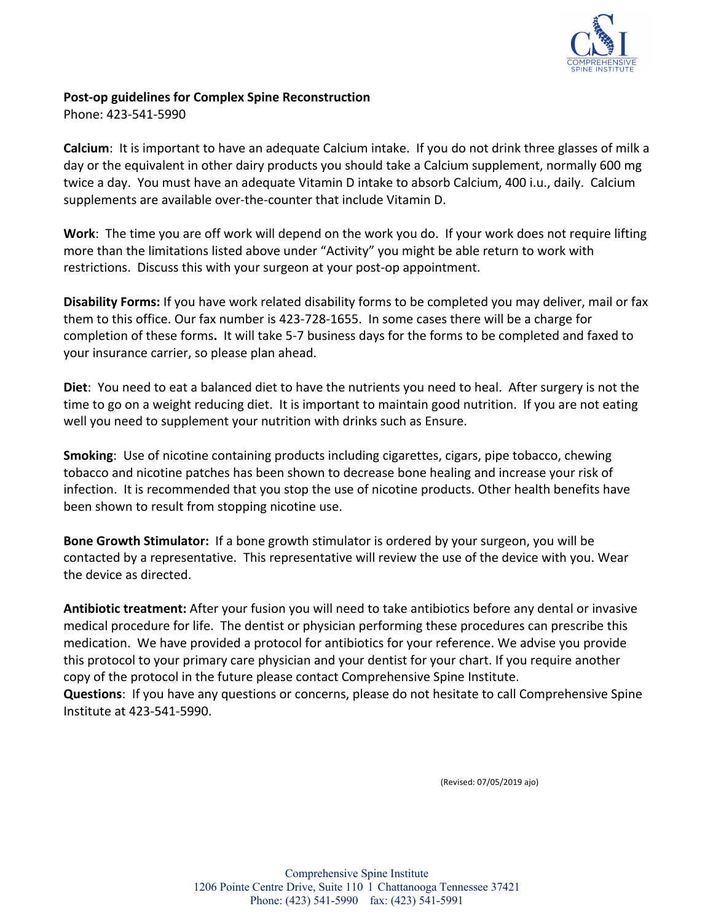**Post-op guidelines for Complex Spine Reconstruction**
Phone: 423-541-5990

**Calcium**: It is important to have an adequate Calcium intake. If you do not drink three glasses of milk a day or the equivalent in other dairy products you should take a Calcium supplement, normally 600 mg twice a day. You must have an adequate Vitamin D intake to absorb Calcium, 400 i.u., daily. Calcium supplements are available over-the-counter that include Vitamin D.

**Work**: The time you are off work will depend on the work you do. If your work does not require lifting more than the limitations listed above under "Activity" you might be able return to work with restrictions. Discuss this with your surgeon at your post-op appointment.

**Disability Forms:** If you have work related disability forms to be completed you may deliver, mail or fax them to this office. Our fax number is 423-728-1655. In some cases there will be a charge for completion of these forms**.** It will take 5-7 business days for the forms to be completed and faxed to your insurance carrier, so please plan ahead.

**Diet**: You need to eat a balanced diet to have the nutrients you need to heal. After surgery is not the time to go on a weight reducing diet. It is important to maintain good nutrition. If you are not eating well you need to supplement your nutrition with drinks such as Ensure.

**Smoking**: Use of nicotine containing products including cigarettes, cigars, pipe tobacco, chewing tobacco and nicotine patches has been shown to decrease bone healing and increase your risk of infection. It is recommended that you stop the use of nicotine products. Other health benefits have been shown to result from stopping nicotine use.

**Bone Growth Stimulator:** If a bone growth stimulator is ordered by your surgeon, you will be contacted by a representative. This representative will review the use of the device with you. Wear the device as directed.

**Antibiotic treatment:** After your fusion you will need to take antibiotics before any dental or invasive medical procedure for life. The dentist or physician performing these procedures can prescribe this medication. We have provided a protocol for antibiotics for your reference. We advise you provide this protocol to your primary care physician and your dentist for your chart. If you require another copy of the protocol in the future please contact Comprehensive Spine Institute.

**Questions**: If you have any questions or concerns, please do not hesitate to call Comprehensive Spine Institute at 423-541-5990.

(Revised: 07/05/2019 ajo)

Comprehensive Spine Institute
1206 Pointe Centre Drive, Suite 110 l Chattanooga Tennessee 37421
Phone: (423) 541-5990 fax: (423) 541-5991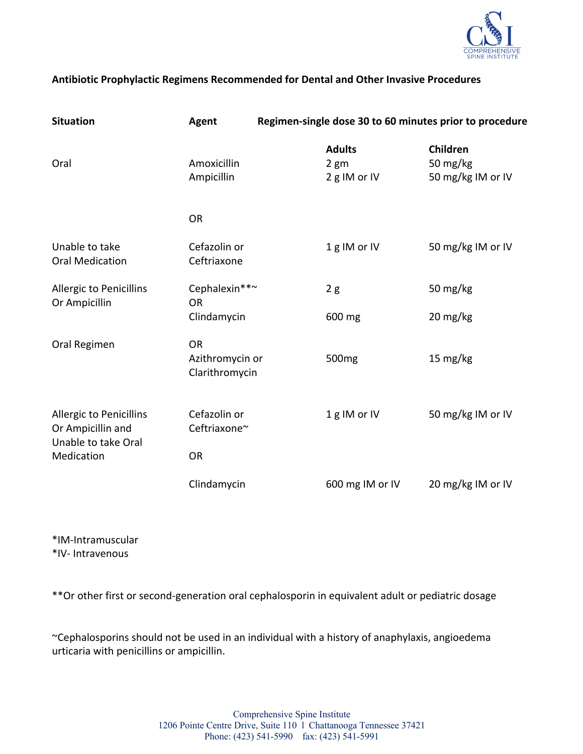**Antibiotic Prophylactic Regimens Recommended for Dental and Other Invasive Procedures**

| Situation | Agent | Regimen-single dose 30 to 60 minutes prior to procedure | |
|---|---|---|---|
| | | **Adults** | **Children** |
| Oral | Amoxicillin | 2 gm | 50 mg/kg |
| | Ampicillin | 2 g IM or IV | 50 mg/kg IM or IV |
| | OR | | |
| Unable to take Oral Medication | Cefazolin or Ceftriaxone | 1 g IM or IV | 50 mg/kg IM or IV |
| Allergic to Penicillins Or Ampicillin | Cephalexin**~ | 2 g | 50 mg/kg |
| | OR | | |
| | Clindamycin | 600 mg | 20 mg/kg |
| Oral Regimen | OR | | |
| | Azithromycin or Clarithromycin | 500mg | 15 mg/kg |
| Allergic to Penicillins Or Ampicillin and Unable to take Oral Medication | Cefazolin or Ceftriaxone~ | 1 g IM or IV | 50 mg/kg IM or IV |
| | OR | | |
| | Clindamycin | 600 mg IM or IV | 20 mg/kg IM or IV |

*IM-Intramuscular
*IV- Intravenous

**Or other first or second-generation oral cephalosporin in equivalent adult or pediatric dosage

~Cephalosporins should not be used in an individual with a history of anaphylaxis, angioedema urticaria with penicillins or ampicillin.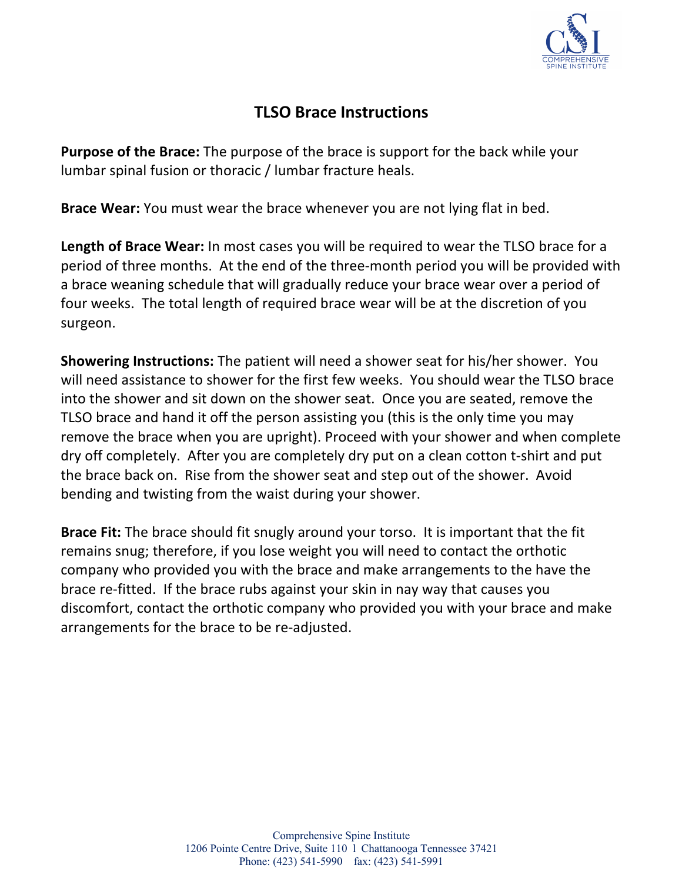# TLSO Brace Instructions

**Purpose of the Brace:** The purpose of the brace is support for the back while your lumbar spinal fusion or thoracic / lumbar fracture heals.

**Brace Wear:** You must wear the brace whenever you are not lying flat in bed.

**Length of Brace Wear:** In most cases you will be required to wear the TLSO brace for a period of three months. At the end of the three-month period you will be provided with a brace weaning schedule that will gradually reduce your brace wear over a period of four weeks. The total length of required brace wear will be at the discretion of you surgeon.

**Showering Instructions:** The patient will need a shower seat for his/her shower. You will need assistance to shower for the first few weeks. You should wear the TLSO brace into the shower and sit down on the shower seat. Once you are seated, remove the TLSO brace and hand it off the person assisting you (this is the only time you may remove the brace when you are upright). Proceed with your shower and when complete dry off completely. After you are completely dry put on a clean cotton t-shirt and put the brace back on. Rise from the shower seat and step out of the shower. Avoid bending and twisting from the waist during your shower.

**Brace Fit:** The brace should fit snugly around your torso. It is important that the fit remains snug; therefore, if you lose weight you will need to contact the orthotic company who provided you with the brace and make arrangements to the have the brace re-fitted. If the brace rubs against your skin in nay way that causes you discomfort, contact the orthotic company who provided you with your brace and make arrangements for the brace to be re-adjusted.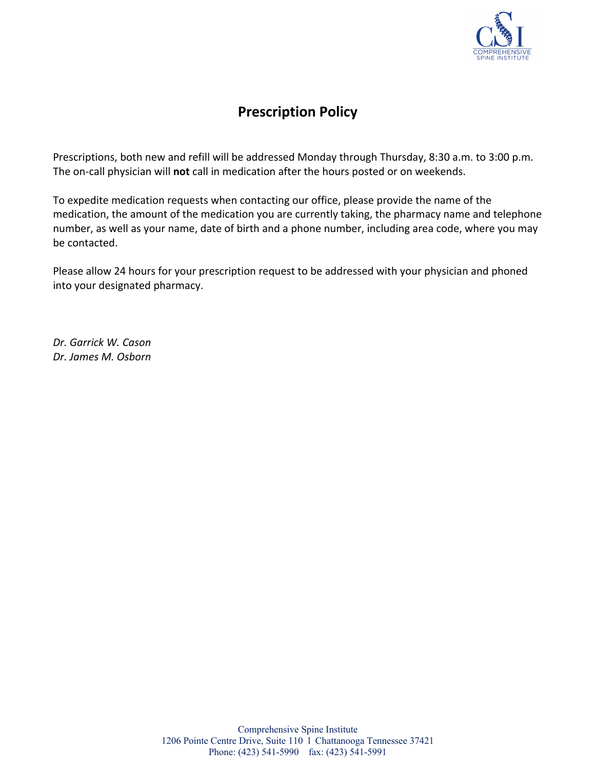# Prescription Policy

Prescriptions, both new and refill will be addressed Monday through Thursday, 8:30 a.m. to 3:00 p.m. The on-call physician will **not** call in medication after the hours posted or on weekends.

To expedite medication requests when contacting our office, please provide the name of the medication, the amount of the medication you are currently taking, the pharmacy name and telephone number, as well as your name, date of birth and a phone number, including area code, where you may be contacted.

Please allow 24 hours for your prescription request to be addressed with your physician and phoned into your designated pharmacy.

*Dr. Garrick W. Cason*
*Dr. James M. Osborn*

Comprehensive Spine Institute
1206 Pointe Centre Drive, Suite 110 l Chattanooga Tennessee 37421
Phone: (423) 541-5990 fax: (423) 541-5991